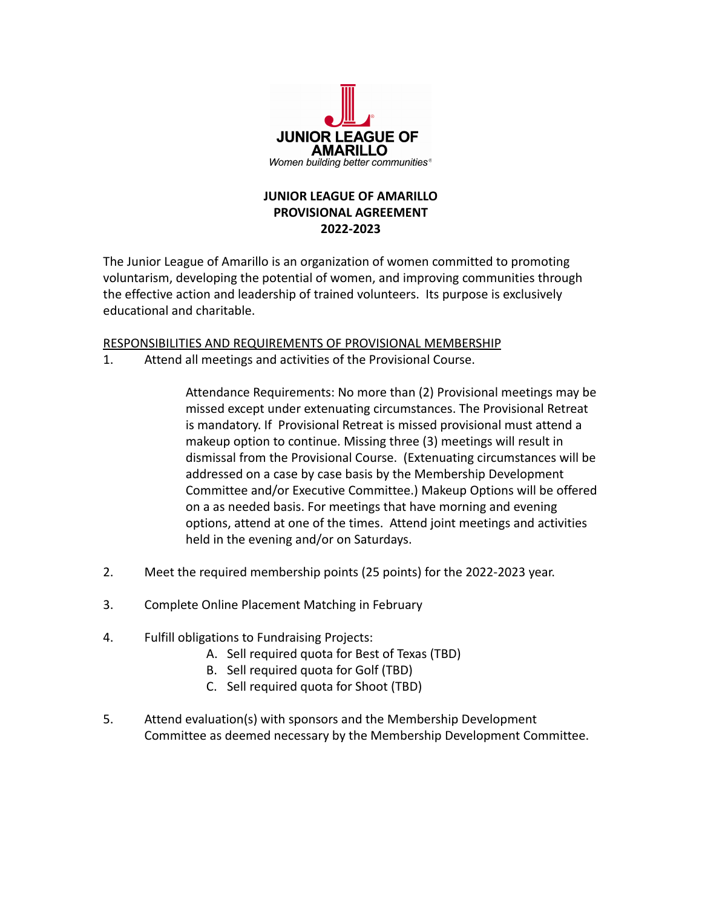JUNIOR LEAGUE OF AMARILLO

*Women building better communities®*

# JUNIOR LEAGUE OF AMARILLO
# PROVISIONAL AGREEMENT
# 2022-2023

The Junior League of Amarillo is an organization of women committed to promoting voluntarism, developing the potential of women, and improving communities through the effective action and leadership of trained volunteers. Its purpose is exclusively educational and charitable.

<u>RESPONSIBILITIES AND REQUIREMENTS OF PROVISIONAL MEMBERSHIP</u>

1. Attend all meetings and activities of the Provisional Course.

   Attendance Requirements: No more than (2) Provisional meetings may be missed except under extenuating circumstances. The Provisional Retreat is mandatory. If Provisional Retreat is missed provisional must attend a makeup option to continue. Missing three (3) meetings will result in dismissal from the Provisional Course. (Extenuating circumstances will be addressed on a case by case basis by the Membership Development Committee and/or Executive Committee.) Makeup Options will be offered on a as needed basis. For meetings that have morning and evening options, attend at one of the times. Attend joint meetings and activities held in the evening and/or on Saturdays.

2. Meet the required membership points (25 points) for the 2022-2023 year.

3. Complete Online Placement Matching in February

4. Fulfill obligations to Fundraising Projects:
   A. Sell required quota for Best of Texas (TBD)
   B. Sell required quota for Golf (TBD)
   C. Sell required quota for Shoot (TBD)

5. Attend evaluation(s) with sponsors and the Membership Development Committee as deemed necessary by the Membership Development Committee.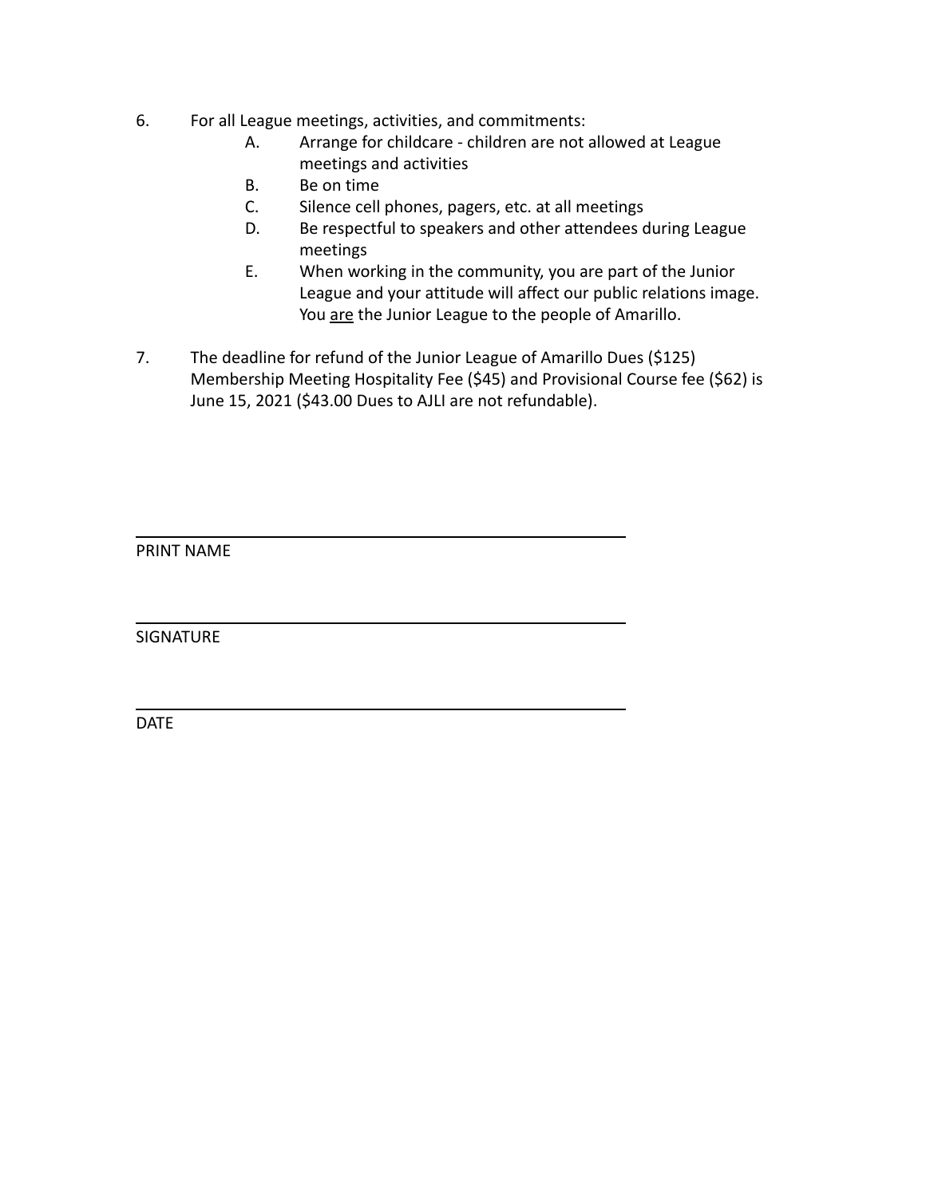6. For all League meetings, activities, and commitments:
   - A. Arrange for childcare - children are not allowed at League meetings and activities
   - B. Be on time
   - C. Silence cell phones, pagers, etc. at all meetings
   - D. Be respectful to speakers and other attendees during League meetings
   - E. When working in the community, you are part of the Junior League and your attitude will affect our public relations image. You <u>are</u> the Junior League to the people of Amarillo.

7. The deadline for refund of the Junior League of Amarillo Dues ($125) Membership Meeting Hospitality Fee ($45) and Provisional Course fee ($62) is June 15, 2021 ($43.00 Dues to AJLI are not refundable).

\_\_\_\_\_\_\_\_\_\_\_\_\_\_\_\_\_\_\_\_\_\_\_\_\_\_\_\_\_\_\_\_\_\_\_\_\_\_\_\_

PRINT NAME

\_\_\_\_\_\_\_\_\_\_\_\_\_\_\_\_\_\_\_\_\_\_\_\_\_\_\_\_\_\_\_\_\_\_\_\_\_\_\_\_

SIGNATURE

\_\_\_\_\_\_\_\_\_\_\_\_\_\_\_\_\_\_\_\_\_\_\_\_\_\_\_\_\_\_\_\_\_\_\_\_\_\_\_\_

DATE